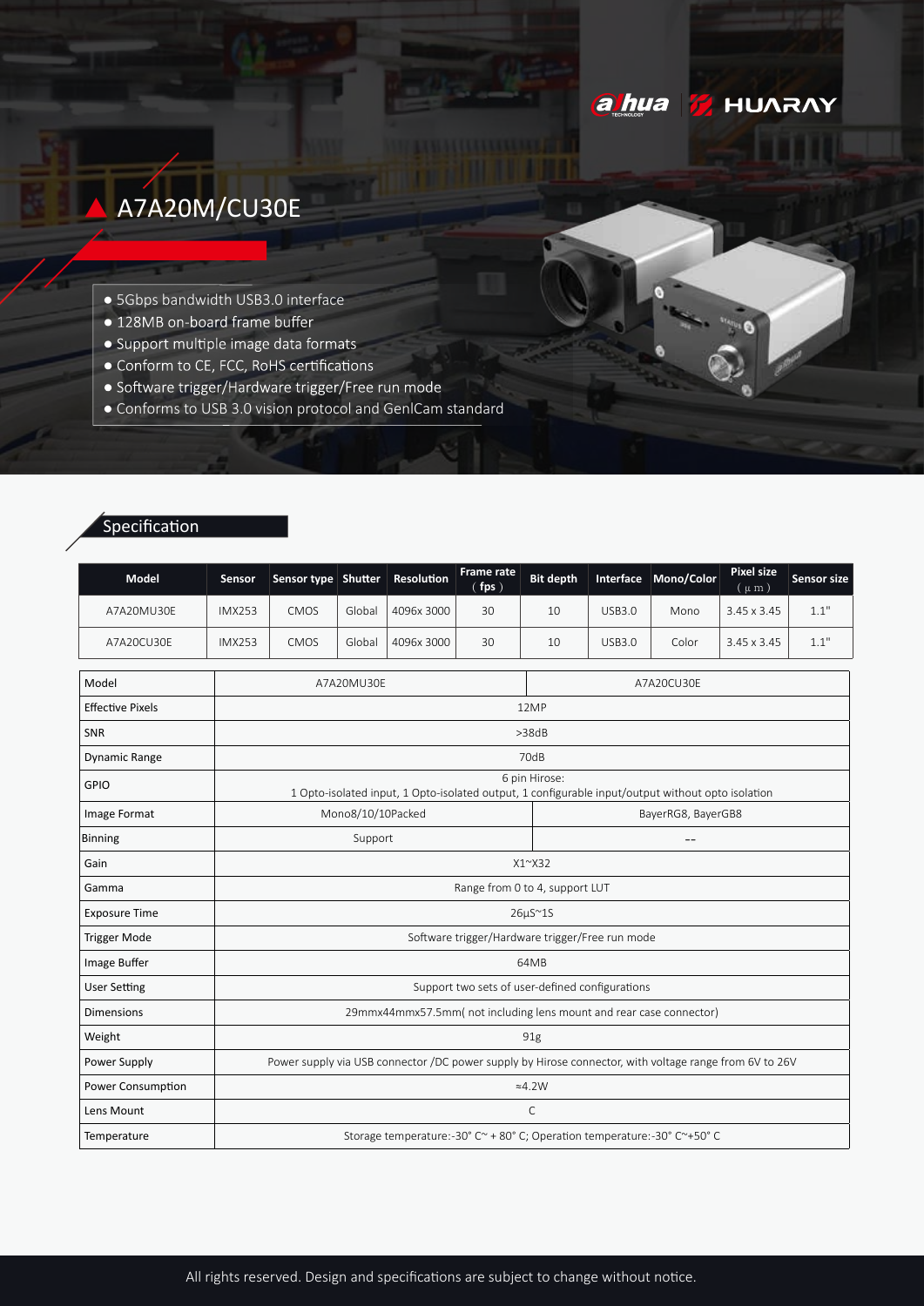# A7A20M/CU30E

- 5Gbps bandwidth USB3.0 interface
- 128MB on-board frame buffer
- Support multiple image data formats
- Conform to CE, FCC, RoHS certifications
- Software trigger/Hardware trigger/Free run mode
- Conforms to USB 3.0 vision protocol and GenICam standard

## Specification

| Model | Sensor | Sensor type | Shutter | Resolution | Frame rate (fps) | Bit depth | Interface | Mono/Color | Pixel size (μm) | Sensor size |
|---|---|---|---|---|---|---|---|---|---|---|
| A7A20MU30E | IMX253 | CMOS | Global | 4096x 3000 | 30 | 10 | USB3.0 | Mono | 3.45 x 3.45 | 1.1" |
| A7A20CU30E | IMX253 | CMOS | Global | 4096x 3000 | 30 | 10 | USB3.0 | Color | 3.45 x 3.45 | 1.1" |

| Model | A7A20MU30E | A7A20CU30E |
|---|---|---|
| Effective Pixels | 12MP | |
| SNR | >38dB | |
| Dynamic Range | 70dB | |
| GPIO | 6 pin Hirose: 1 Opto-isolated input, 1 Opto-isolated output, 1 configurable input/output without opto isolation | |
| Image Format | Mono8/10/10Packed | BayerRG8, BayerGB8 |
| Binning | Support | -- |
| Gain | X1~X32 | |
| Gamma | Range from 0 to 4, support LUT | |
| Exposure Time | 26μS~1S | |
| Trigger Mode | Software trigger/Hardware trigger/Free run mode | |
| Image Buffer | 64MB | |
| User Setting | Support two sets of user-defined configurations | |
| Dimensions | 29mmx44mmx57.5mm( not including lens mount and rear case connector) | |
| Weight | 91g | |
| Power Supply | Power supply via USB connector /DC power supply by Hirose connector, with voltage range from 6V to 26V | |
| Power Consumption | ≈4.2W | |
| Lens Mount | C | |
| Temperature | Storage temperature:-30° C~ + 80° C; Operation temperature:-30° C~+50° C | |

All rights reserved. Design and specifications are subject to change without notice.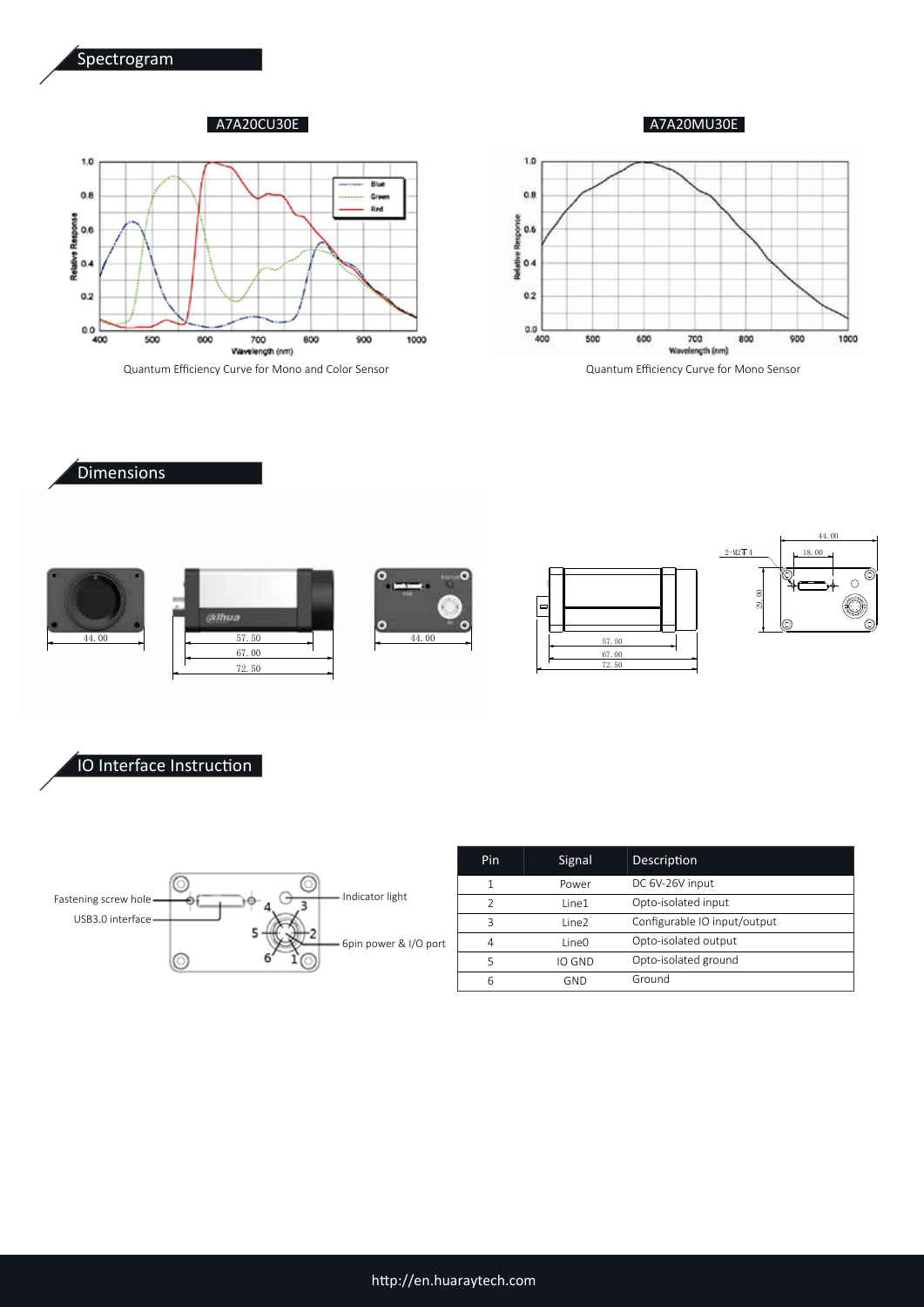## Spectrogram

A7A20CU30E

1.0
0.8
0.6
0.4
0.2
0.0
Relative Response
400 500 600 700 800 900 1000
Wavelength (nm)
Blue
Green
Red

Quantum Efficiency Curve for Mono and Color Sensor

A7A20MU30E

1.0
0.8
0.6
0.4
0.2
0.0
Relative Response
400 500 600 700 800 900 1000
Wavelength (nm)

Quantum Efficiency Curve for Mono Sensor

## Dimensions

44.00
57.50
67.00
72.50
44.00

57.50
67.00
72.50

2-M2⫟4
44.00
18.00
20.00

## IO Interface Instruction

Fastening screw hole
USB3.0 interface
Indicator light
6pin power & I/O port

| Pin | Signal | Description |
|---|---|---|
| 1 | Power | DC 6V-26V input |
| 2 | Line1 | Opto-isolated input |
| 3 | Line2 | Configurable IO input/output |
| 4 | Line0 | Opto-isolated output |
| 5 | IO GND | Opto-isolated ground |
| 6 | GND | Ground |

http://en.huaraytech.com